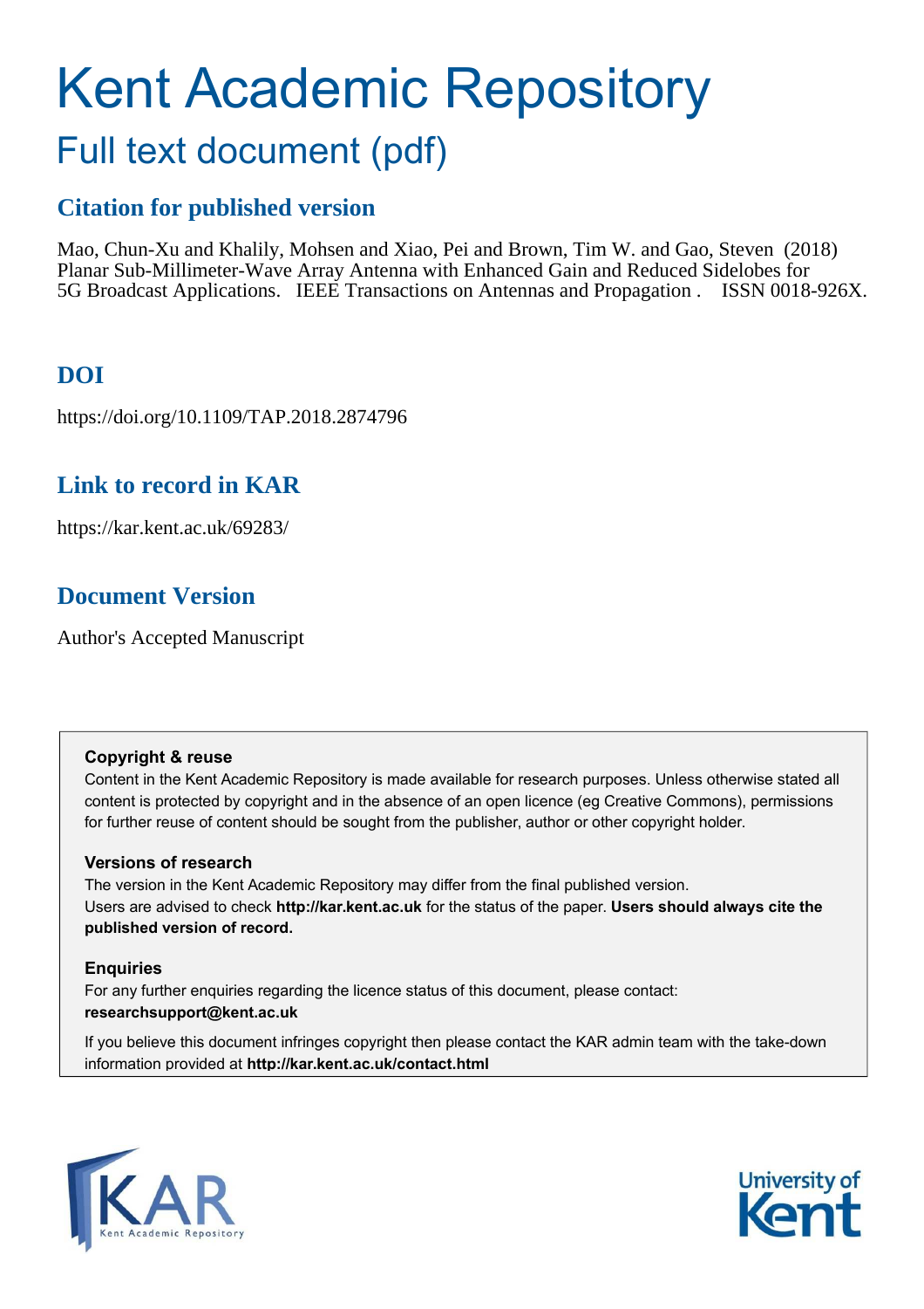# Kent Academic Repository

## Full text document (pdf)

## Citation for published version

Mao, Chun-Xu and Khalily, Mohsen and Xiao, Pei and Brown, Tim W. and Gao, Steven (2018) Planar Sub-Millimeter-Wave Array Antenna with Enhanced Gain and Reduced Sidelobes for 5G Broadcast Applications. IEEE Transactions on Antennas and Propagation . ISSN 0018-926X.

## DOI

https://doi.org/10.1109/TAP.2018.2874796

## Link to record in KAR

https://kar.kent.ac.uk/69283/

## Document Version

Author's Accepted Manuscript

**Copyright & reuse**

Content in the Kent Academic Repository is made available for research purposes. Unless otherwise stated all content is protected by copyright and in the absence of an open licence (eg Creative Commons), permissions for further reuse of content should be sought from the publisher, author or other copyright holder.

**Versions of research**

The version in the Kent Academic Repository may differ from the final published version. Users are advised to check **http://kar.kent.ac.uk** for the status of the paper. **Users should always cite the published version of record.**

**Enquiries**

For any further enquiries regarding the licence status of this document, please contact: **researchsupport@kent.ac.uk**

If you believe this document infringes copyright then please contact the KAR admin team with the take-down information provided at **http://kar.kent.ac.uk/contact.html**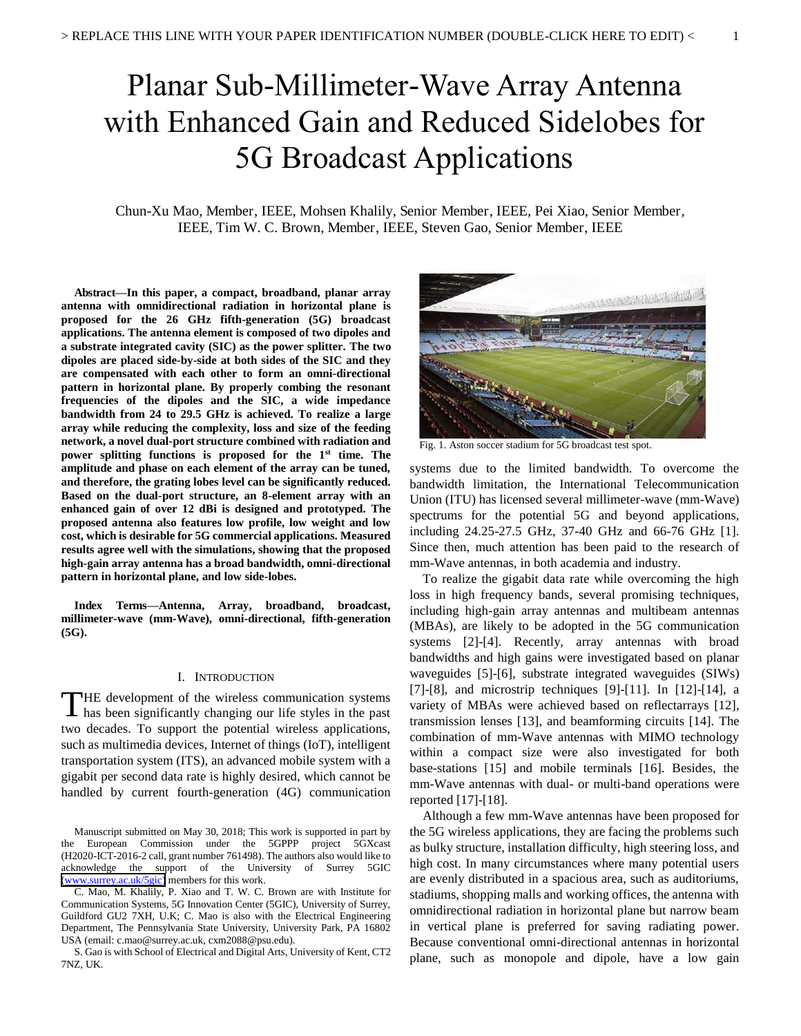# Planar Sub-Millimeter-Wave Array Antenna with Enhanced Gain and Reduced Sidelobes for 5G Broadcast Applications

Chun-Xu Mao, Member, IEEE, Mohsen Khalily, Senior Member, IEEE, Pei Xiao, Senior Member, IEEE, Tim W. C. Brown, Member, IEEE, Steven Gao, Senior Member, IEEE

**Abstract—In this paper, a compact, broadband, planar array antenna with omnidirectional radiation in horizontal plane is proposed for the 26 GHz fifth-generation (5G) broadcast applications. The antenna element is composed of two dipoles and a substrate integrated cavity (SIC) as the power splitter. The two dipoles are placed side-by-side at both sides of the SIC and they are compensated with each other to form an omni-directional pattern in horizontal plane. By properly combing the resonant frequencies of the dipoles and the SIC, a wide impedance bandwidth from 24 to 29.5 GHz is achieved. To realize a large array while reducing the complexity, loss and size of the feeding network, a novel dual-port structure combined with radiation and power splitting functions is proposed for the 1st time. The amplitude and phase on each element of the array can be tuned, and therefore, the grating lobes level can be significantly reduced. Based on the dual-port structure, an 8-element array with an enhanced gain of over 12 dBi is designed and prototyped. The proposed antenna also features low profile, low weight and low cost, which is desirable for 5G commercial applications. Measured results agree well with the simulations, showing that the proposed high-gain array antenna has a broad bandwidth, omni-directional pattern in horizontal plane, and low side-lobes.**

**Index Terms—Antenna, Array, broadband, broadcast, millimeter-wave (mm-Wave), omni-directional, fifth-generation (5G).**

## I. INTRODUCTION

The development of the wireless communication systems has been significantly changing our life styles in the past two decades. To support the potential wireless applications, such as multimedia devices, Internet of things (IoT), intelligent transportation system (ITS), an advanced mobile system with a gigabit per second data rate is highly desired, which cannot be handled by current fourth-generation (4G) communication systems due to the limited bandwidth. To overcome the bandwidth limitation, the International Telecommunication Union (ITU) has licensed several millimeter-wave (mm-Wave) spectrums for the potential 5G and beyond applications, including 24.25-27.5 GHz, 37-40 GHz and 66-76 GHz [1]. Since then, much attention has been paid to the research of mm-Wave antennas, in both academia and industry.

Fig. 1. Aston soccer stadium for 5G broadcast test spot.

To realize the gigabit data rate while overcoming the high loss in high frequency bands, several promising techniques, including high-gain array antennas and multibeam antennas (MBAs), are likely to be adopted in the 5G communication systems [2]-[4]. Recently, array antennas with broad bandwidths and high gains were investigated based on planar waveguides [5]-[6], substrate integrated waveguides (SIWs) [7]-[8], and microstrip techniques [9]-[11]. In [12]-[14], a variety of MBAs were achieved based on reflectarrays [12], transmission lenses [13], and beamforming circuits [14]. The combination of mm-Wave antennas with MIMO technology within a compact size were also investigated for both base-stations [15] and mobile terminals [16]. Besides, the mm-Wave antennas with dual- or multi-band operations were reported [17]-[18].

Although a few mm-Wave antennas have been proposed for the 5G wireless applications, they are facing the problems such as bulky structure, installation difficulty, high steering loss, and high cost. In many circumstances where many potential users are evenly distributed in a spacious area, such as auditoriums, stadiums, shopping malls and working offices, the antenna with omnidirectional radiation in horizontal plane but narrow beam in vertical plane is preferred for saving radiating power. Because conventional omni-directional antennas in horizontal plane, such as monopole and dipole, have a low gain

Manuscript submitted on May 30, 2018; This work is supported in part by the European Commission under the 5GPPP project 5GXcast (H2020-ICT-2016-2 call, grant number 761498). The authors also would like to acknowledge the support of the University of Surrey 5GIC (www.surrey.ac.uk/5gic) members for this work.

C. Mao, M. Khalily, P. Xiao and T. W. C. Brown are with Institute for Communication Systems, 5G Innovation Center (5GIC), University of Surrey, Guildford GU2 7XH, U.K; C. Mao is also with the Electrical Engineering Department, The Pennsylvania State University, University Park, PA 16802 USA (email: c.mao@surrey.ac.uk, cxm2088@psu.edu).

S. Gao is with School of Electrical and Digital Arts, University of Kent, CT2 7NZ, UK.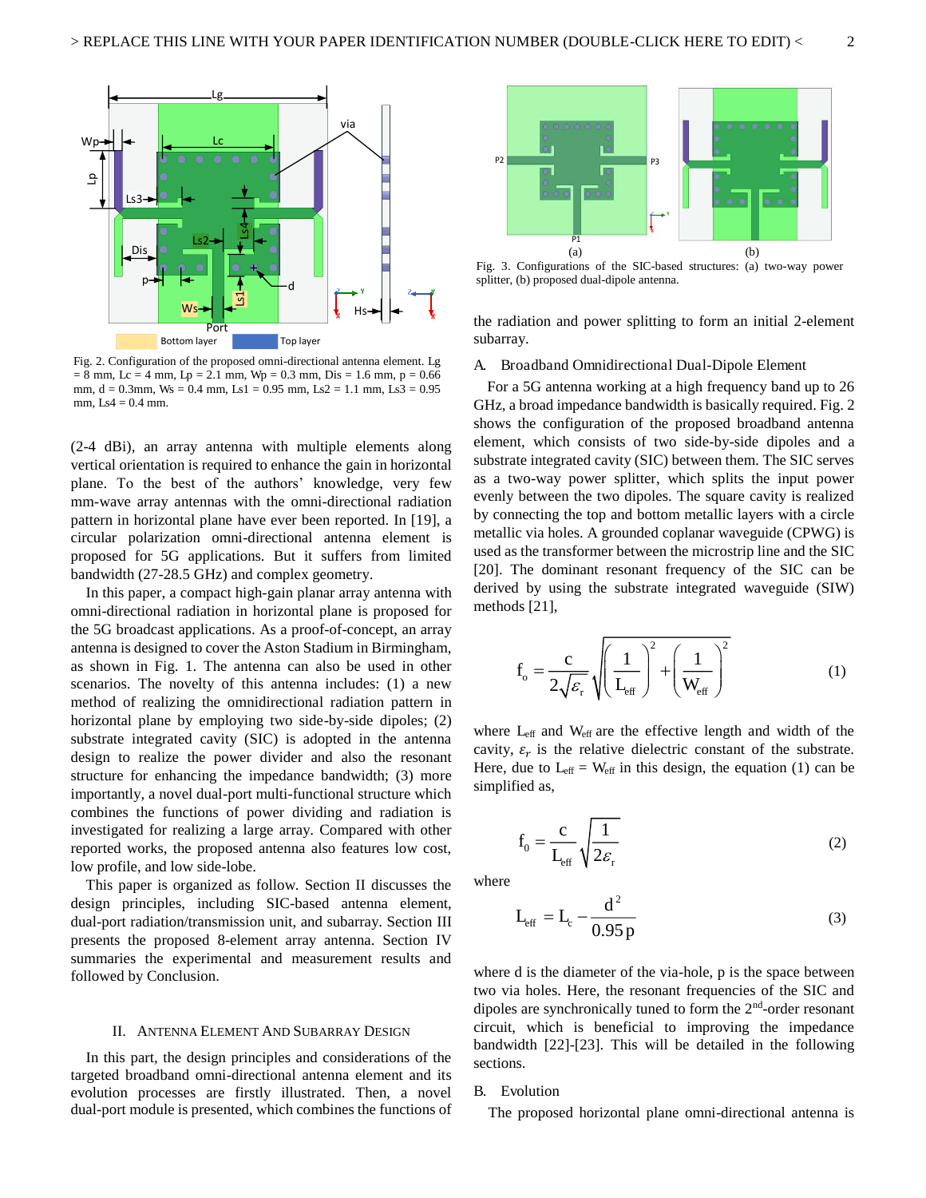Fig. 2. Configuration of the proposed omni-directional antenna element. Lg = 8 mm, Lc = 4 mm, Lp = 2.1 mm, Wp = 0.3 mm, Dis = 1.6 mm, p = 0.66 mm, d = 0.3mm, Ws = 0.4 mm, Ls1 = 0.95 mm, Ls2 = 1.1 mm, Ls3 = 0.95 mm, Ls4 = 0.4 mm.

(2-4 dBi), an array antenna with multiple elements along vertical orientation is required to enhance the gain in horizontal plane. To the best of the authors' knowledge, very few mm-wave array antennas with the omni-directional radiation pattern in horizontal plane have ever been reported. In [19], a circular polarization omni-directional antenna element is proposed for 5G applications. But it suffers from limited bandwidth (27-28.5 GHz) and complex geometry.

In this paper, a compact high-gain planar array antenna with omni-directional radiation in horizontal plane is proposed for the 5G broadcast applications. As a proof-of-concept, an array antenna is designed to cover the Aston Stadium in Birmingham, as shown in Fig. 1. The antenna can also be used in other scenarios. The novelty of this antenna includes: (1) a new method of realizing the omnidirectional radiation pattern in horizontal plane by employing two side-by-side dipoles; (2) substrate integrated cavity (SIC) is adopted in the antenna design to realize the power divider and also the resonant structure for enhancing the impedance bandwidth; (3) more importantly, a novel dual-port multi-functional structure which combines the functions of power dividing and radiation is investigated for realizing a large array. Compared with other reported works, the proposed antenna also features low cost, low profile, and low side-lobe.

This paper is organized as follow. Section II discusses the design principles, including SIC-based antenna element, dual-port radiation/transmission unit, and subarray. Section III presents the proposed 8-element array antenna. Section IV summaries the experimental and measurement results and followed by Conclusion.

## II. Antenna Element And Subarray Design

In this part, the design principles and considerations of the targeted broadband omni-directional antenna element and its evolution processes are firstly illustrated. Then, a novel dual-port module is presented, which combines the functions of the radiation and power splitting to form an initial 2-element subarray.

Fig. 3. Configurations of the SIC-based structures: (a) two-way power splitter, (b) proposed dual-dipole antenna.

### A. Broadband Omnidirectional Dual-Dipole Element

For a 5G antenna working at a high frequency band up to 26 GHz, a broad impedance bandwidth is basically required. Fig. 2 shows the configuration of the proposed broadband antenna element, which consists of two side-by-side dipoles and a substrate integrated cavity (SIC) between them. The SIC serves as a two-way power splitter, which splits the input power evenly between the two dipoles. The square cavity is realized by connecting the top and bottom metallic layers with a circle metallic via holes. A grounded coplanar waveguide (CPWG) is used as the transformer between the microstrip line and the SIC [20]. The dominant resonant frequency of the SIC can be derived by using the substrate integrated waveguide (SIW) methods [21],

$$f_o = \frac{c}{2\sqrt{\varepsilon_r}}\sqrt{\left(\frac{1}{L_{eff}}\right)^2 + \left(\frac{1}{W_{eff}}\right)^2} \tag{1}$$

where $L_{eff}$ and $W_{eff}$ are the effective length and width of the cavity, $\varepsilon_r$ is the relative dielectric constant of the substrate. Here, due to $L_{eff} = W_{eff}$ in this design, the equation (1) can be simplified as,

$$f_0 = \frac{c}{L_{eff}}\sqrt{\frac{1}{2\varepsilon_r}} \tag{2}$$

where

$$L_{eff} = L_c - \frac{d^2}{0.95\,p} \tag{3}$$

where d is the diameter of the via-hole, p is the space between two via holes. Here, the resonant frequencies of the SIC and dipoles are synchronically tuned to form the 2nd-order resonant circuit, which is beneficial to improving the impedance bandwidth [22]-[23]. This will be detailed in the following sections.

### B. Evolution

The proposed horizontal plane omni-directional antenna is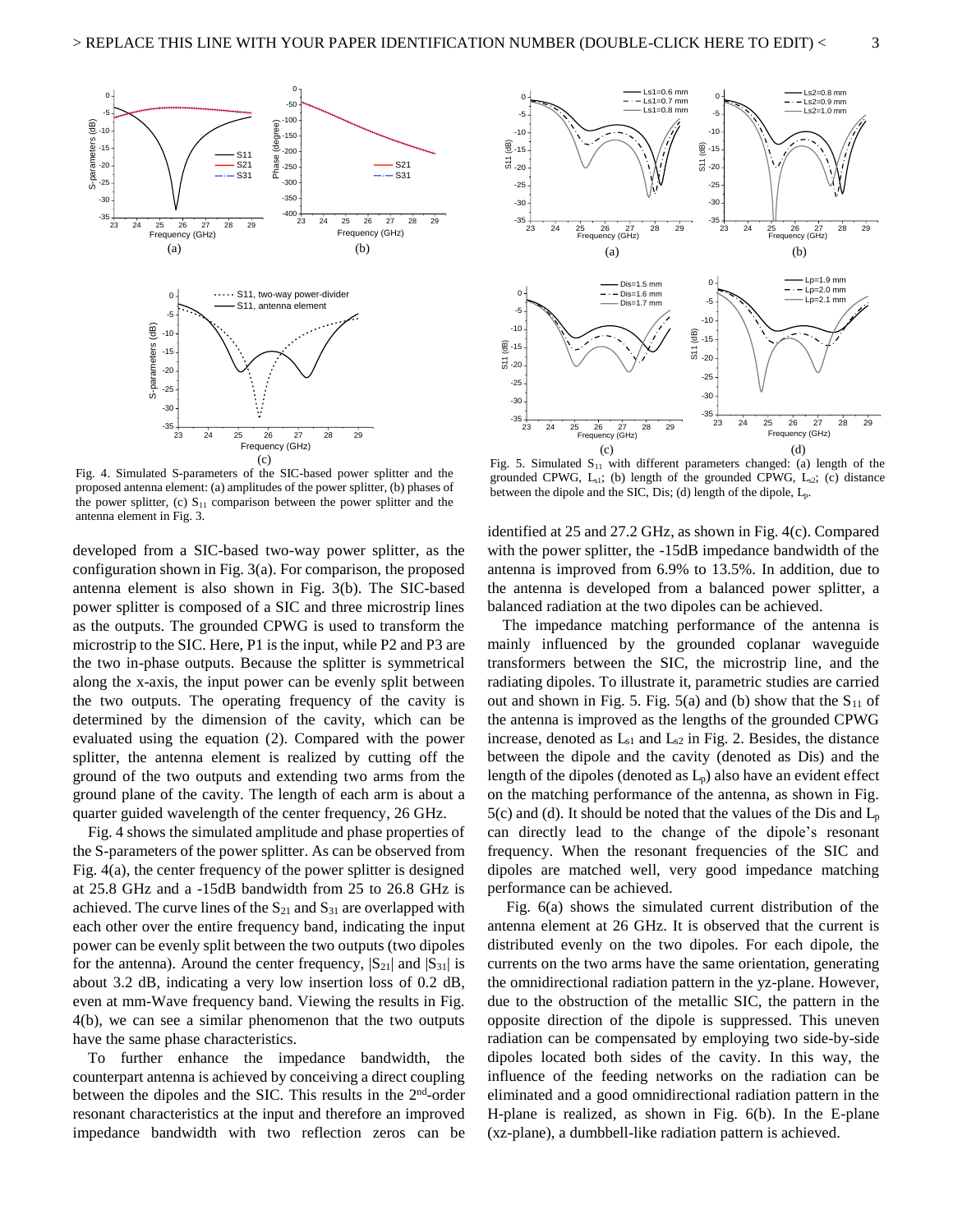Fig. 4. Simulated S-parameters of the SIC-based power splitter and the proposed antenna element: (a) amplitudes of the power splitter, (b) phases of the power splitter, (c) $S_{11}$ comparison between the power splitter and the antenna element in Fig. 3.

Fig. 5. Simulated $S_{11}$ with different parameters changed: (a) length of the grounded CPWG, $L_{s1}$; (b) length of the grounded CPWG, $L_{s2}$; (c) distance between the dipole and the SIC, Dis; (d) length of the dipole, $L_p$.

developed from a SIC-based two-way power splitter, as the configuration shown in Fig. 3(a). For comparison, the proposed antenna element is also shown in Fig. 3(b). The SIC-based power splitter is composed of a SIC and three microstrip lines as the outputs. The grounded CPWG is used to transform the microstrip to the SIC. Here, P1 is the input, while P2 and P3 are the two in-phase outputs. Because the splitter is symmetrical along the x-axis, the input power can be evenly split between the two outputs. The operating frequency of the cavity is determined by the dimension of the cavity, which can be evaluated using the equation (2). Compared with the power splitter, the antenna element is realized by cutting off the ground of the two outputs and extending two arms from the ground plane of the cavity. The length of each arm is about a quarter guided wavelength of the center frequency, 26 GHz.

Fig. 4 shows the simulated amplitude and phase properties of the S-parameters of the power splitter. As can be observed from Fig. 4(a), the center frequency of the power splitter is designed at 25.8 GHz and a -15dB bandwidth from 25 to 26.8 GHz is achieved. The curve lines of the $S_{21}$ and $S_{31}$ are overlapped with each other over the entire frequency band, indicating the input power can be evenly split between the two outputs (two dipoles for the antenna). Around the center frequency, $|S_{21}|$ and $|S_{31}|$ is about 3.2 dB, indicating a very low insertion loss of 0.2 dB, even at mm-Wave frequency band. Viewing the results in Fig. 4(b), we can see a similar phenomenon that the two outputs have the same phase characteristics.

To further enhance the impedance bandwidth, the counterpart antenna is achieved by conceiving a direct coupling between the dipoles and the SIC. This results in the 2nd-order resonant characteristics at the input and therefore an improved impedance bandwidth with two reflection zeros can be identified at 25 and 27.2 GHz, as shown in Fig. 4(c). Compared with the power splitter, the -15dB impedance bandwidth of the antenna is improved from 6.9% to 13.5%. In addition, due to the antenna is developed from a balanced power splitter, a balanced radiation at the two dipoles can be achieved.

The impedance matching performance of the antenna is mainly influenced by the grounded coplanar waveguide transformers between the SIC, the microstrip line, and the radiating dipoles. To illustrate it, parametric studies are carried out and shown in Fig. 5. Fig. 5(a) and (b) show that the $S_{11}$ of the antenna is improved as the lengths of the grounded CPWG increase, denoted as $L_{s1}$ and $L_{s2}$ in Fig. 2. Besides, the distance between the dipole and the cavity (denoted as Dis) and the length of the dipoles (denoted as $L_p$) also have an evident effect on the matching performance of the antenna, as shown in Fig. 5(c) and (d). It should be noted that the values of the Dis and $L_p$ can directly lead to the change of the dipole's resonant frequency. When the resonant frequencies of the SIC and dipoles are matched well, very good impedance matching performance can be achieved.

Fig. 6(a) shows the simulated current distribution of the antenna element at 26 GHz. It is observed that the current is distributed evenly on the two dipoles. For each dipole, the currents on the two arms have the same orientation, generating the omnidirectional radiation pattern in the yz-plane. However, due to the obstruction of the metallic SIC, the pattern in the opposite direction of the dipole is suppressed. This uneven radiation can be compensated by employing two side-by-side dipoles located both sides of the cavity. In this way, the influence of the feeding networks on the radiation can be eliminated and a good omnidirectional radiation pattern in the H-plane is realized, as shown in Fig. 6(b). In the E-plane (xz-plane), a dumbbell-like radiation pattern is achieved.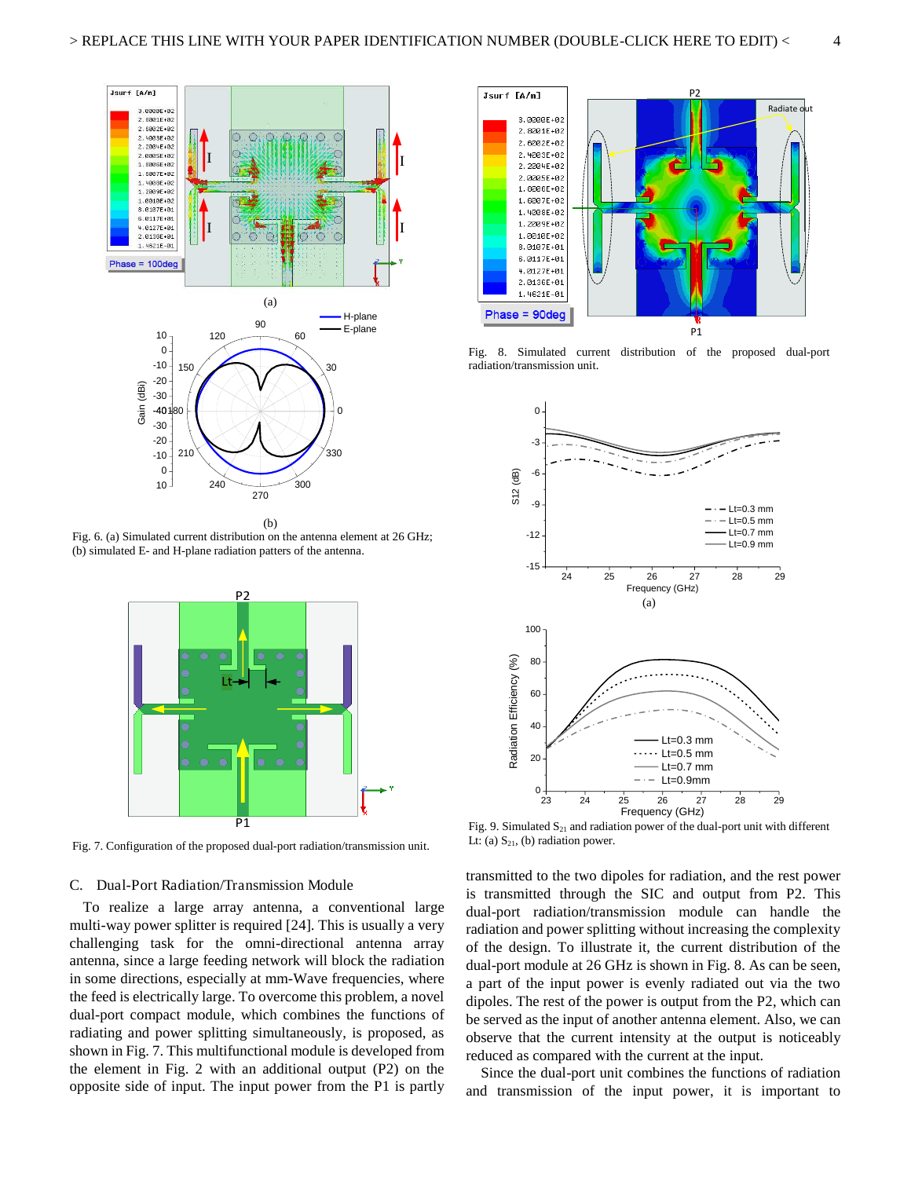Fig. 6. (a) Simulated current distribution on the antenna element at 26 GHz; (b) simulated E- and H-plane radiation patters of the antenna.

Fig. 7. Configuration of the proposed dual-port radiation/transmission unit.

Fig. 8. Simulated current distribution of the proposed dual-port radiation/transmission unit.

Fig. 9. Simulated $S_{21}$ and radiation power of the dual-port unit with different Lt: (a) $S_{21}$, (b) radiation power.

### C. Dual-Port Radiation/Transmission Module

To realize a large array antenna, a conventional large multi-way power splitter is required [24]. This is usually a very challenging task for the omni-directional antenna array antenna, since a large feeding network will block the radiation in some directions, especially at mm-Wave frequencies, where the feed is electrically large. To overcome this problem, a novel dual-port compact module, which combines the functions of radiating and power splitting simultaneously, is proposed, as shown in Fig. 7. This multifunctional module is developed from the element in Fig. 2 with an additional output (P2) on the opposite side of input. The input power from the P1 is partly transmitted to the two dipoles for radiation, and the rest power is transmitted through the SIC and output from P2. This dual-port radiation/transmission module can handle the radiation and power splitting without increasing the complexity of the design. To illustrate it, the current distribution of the dual-port module at 26 GHz is shown in Fig. 8. As can be seen, a part of the input power is evenly radiated out via the two dipoles. The rest of the power is output from the P2, which can be served as the input of another antenna element. Also, we can observe that the current intensity at the output is noticeably reduced as compared with the current at the input.

Since the dual-port unit combines the functions of radiation and transmission of the input power, it is important to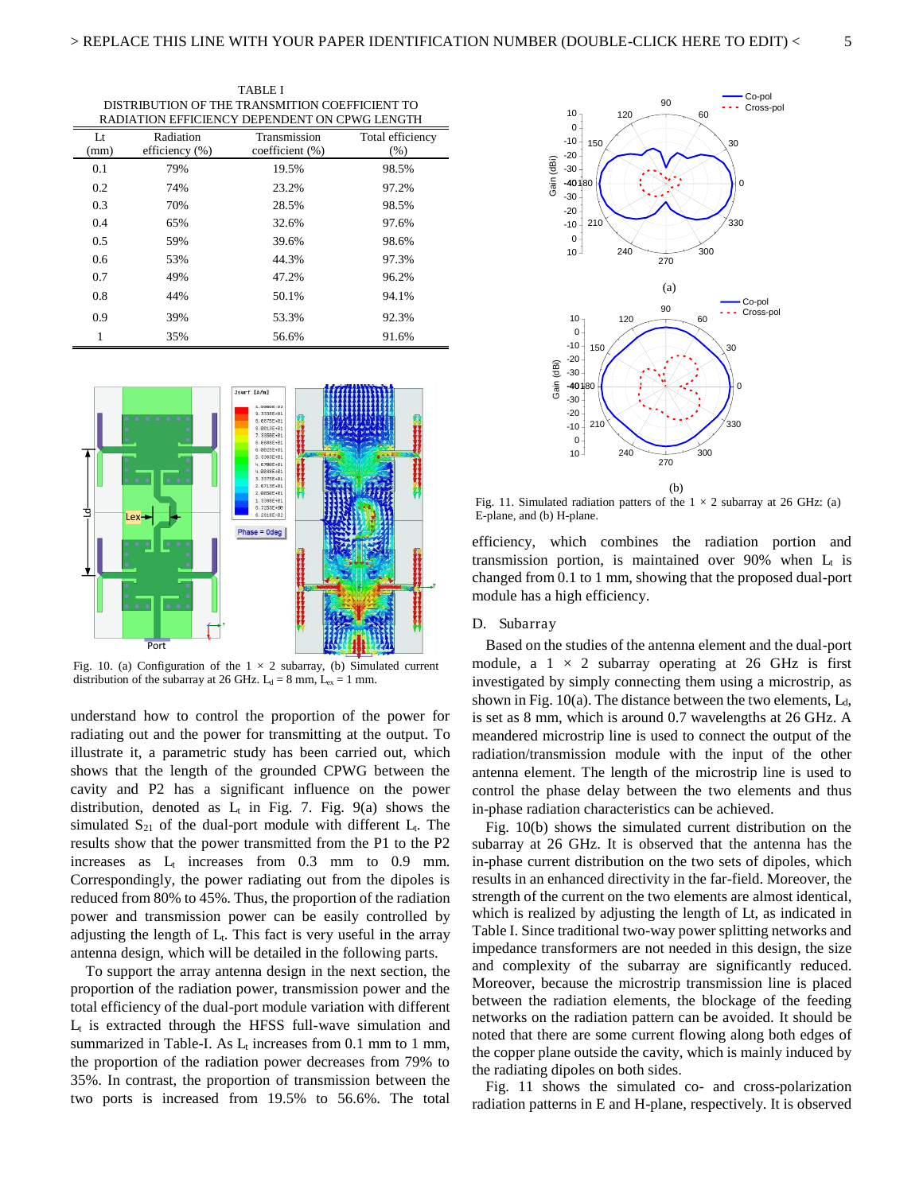TABLE I
DISTRIBUTION OF THE TRANSMITION COEFFICIENT TO RADIATION EFFICIENCY DEPENDENT ON CPWG LENGTH

| Lt (mm) | Radiation efficiency (%) | Transmission coefficient (%) | Total efficiency (%) |
|---|---|---|---|
| 0.1 | 79% | 19.5% | 98.5% |
| 0.2 | 74% | 23.2% | 97.2% |
| 0.3 | 70% | 28.5% | 98.5% |
| 0.4 | 65% | 32.6% | 97.6% |
| 0.5 | 59% | 39.6% | 98.6% |
| 0.6 | 53% | 44.3% | 97.3% |
| 0.7 | 49% | 47.2% | 96.2% |
| 0.8 | 44% | 50.1% | 94.1% |
| 0.9 | 39% | 53.3% | 92.3% |
| 1 | 35% | 56.6% | 91.6% |

Fig. 10. (a) Configuration of the 1 × 2 subarray, (b) Simulated current distribution of the subarray at 26 GHz. $L_d$ = 8 mm, $L_{ex}$ = 1 mm.

understand how to control the proportion of the power for radiating out and the power for transmitting at the output. To illustrate it, a parametric study has been carried out, which shows that the length of the grounded CPWG between the cavity and P2 has a significant influence on the power distribution, denoted as $L_t$ in Fig. 7. Fig. 9(a) shows the simulated $S_{21}$ of the dual-port module with different $L_t$. The results show that the power transmitted from the P1 to the P2 increases as $L_t$ increases from 0.3 mm to 0.9 mm. Correspondingly, the power radiating out from the dipoles is reduced from 80% to 45%. Thus, the proportion of the radiation power and transmission power can be easily controlled by adjusting the length of $L_t$. This fact is very useful in the array antenna design, which will be detailed in the following parts.

To support the array antenna design in the next section, the proportion of the radiation power, transmission power and the total efficiency of the dual-port module variation with different $L_t$ is extracted through the HFSS full-wave simulation and summarized in Table-I. As $L_t$ increases from 0.1 mm to 1 mm, the proportion of the radiation power decreases from 79% to 35%. In contrast, the proportion of transmission between the two ports is increased from 19.5% to 56.6%. The total efficiency, which combines the radiation portion and transmission portion, is maintained over 90% when $L_t$ is changed from 0.1 to 1 mm, showing that the proposed dual-port module has a high efficiency.

Fig. 11. Simulated radiation patters of the 1 × 2 subarray at 26 GHz: (a) E-plane, and (b) H-plane.

## D. Subarray

Based on the studies of the antenna element and the dual-port module, a 1 × 2 subarray operating at 26 GHz is first investigated by simply connecting them using a microstrip, as shown in Fig. 10(a). The distance between the two elements, $L_d$, is set as 8 mm, which is around 0.7 wavelengths at 26 GHz. A meandered microstrip line is used to connect the output of the radiation/transmission module with the input of the other antenna element. The length of the microstrip line is used to control the phase delay between the two elements and thus in-phase radiation characteristics can be achieved.

Fig. 10(b) shows the simulated current distribution on the subarray at 26 GHz. It is observed that the antenna has the in-phase current distribution on the two sets of dipoles, which results in an enhanced directivity in the far-field. Moreover, the strength of the current on the two elements are almost identical, which is realized by adjusting the length of Lt, as indicated in Table I. Since traditional two-way power splitting networks and impedance transformers are not needed in this design, the size and complexity of the subarray are significantly reduced. Moreover, because the microstrip transmission line is placed between the radiation elements, the blockage of the feeding networks on the radiation pattern can be avoided. It should be noted that there are some current flowing along both edges of the copper plane outside the cavity, which is mainly induced by the radiating dipoles on both sides.

Fig. 11 shows the simulated co- and cross-polarization radiation patterns in E and H-plane, respectively. It is observed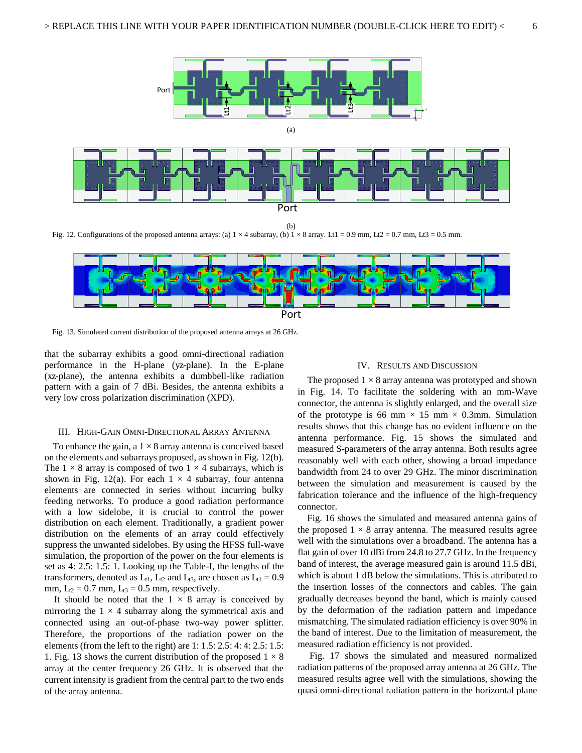(a)

(b)

Fig. 12. Configurations of the proposed antenna arrays: (a) 1 × 4 subarray, (b) 1 × 8 array. Lt1 = 0.9 mm, Lt2 = 0.7 mm, Lt3 = 0.5 mm.

Fig. 13. Simulated current distribution of the proposed antenna arrays at 26 GHz.

that the subarray exhibits a good omni-directional radiation performance in the H-plane (yz-plane). In the E-plane (xz-plane), the antenna exhibits a dumbbell-like radiation pattern with a gain of 7 dBi. Besides, the antenna exhibits a very low cross polarization discrimination (XPD).

## III. High-Gain Omni-Directional Array Antenna

To enhance the gain, a 1 × 8 array antenna is conceived based on the elements and subarrays proposed, as shown in Fig. 12(b). The 1 × 8 array is composed of two 1 × 4 subarrays, which is shown in Fig. 12(a). For each 1 × 4 subarray, four antenna elements are connected in series without incurring bulky feeding networks. To produce a good radiation performance with a low sidelobe, it is crucial to control the power distribution on each element. Traditionally, a gradient power distribution on the elements of an array could effectively suppress the unwanted sidelobes. By using the HFSS full-wave simulation, the proportion of the power on the four elements is set as 4: 2.5: 1.5: 1. Looking up the Table-I, the lengths of the transformers, denoted as $L_{t1}$, $L_{t2}$ and $L_{t3}$, are chosen as $L_{t1}$ = 0.9 mm, $L_{t2}$ = 0.7 mm, $L_{t3}$ = 0.5 mm, respectively.

It should be noted that the 1 × 8 array is conceived by mirroring the 1 × 4 subarray along the symmetrical axis and connected using an out-of-phase two-way power splitter. Therefore, the proportions of the radiation power on the elements (from the left to the right) are 1: 1.5: 2.5: 4: 4: 2.5: 1.5: 1. Fig. 13 shows the current distribution of the proposed 1 × 8 array at the center frequency 26 GHz. It is observed that the current intensity is gradient from the central part to the two ends of the array antenna.

## IV. Results and Discussion

The proposed 1 × 8 array antenna was prototyped and shown in Fig. 14. To facilitate the soldering with an mm-Wave connector, the antenna is slightly enlarged, and the overall size of the prototype is 66 mm × 15 mm × 0.3mm. Simulation results shows that this change has no evident influence on the antenna performance. Fig. 15 shows the simulated and measured S-parameters of the array antenna. Both results agree reasonably well with each other, showing a broad impedance bandwidth from 24 to over 29 GHz. The minor discrimination between the simulation and measurement is caused by the fabrication tolerance and the influence of the high-frequency connector.

Fig. 16 shows the simulated and measured antenna gains of the proposed 1 × 8 array antenna. The measured results agree well with the simulations over a broadband. The antenna has a flat gain of over 10 dBi from 24.8 to 27.7 GHz. In the frequency band of interest, the average measured gain is around 11.5 dBi, which is about 1 dB below the simulations. This is attributed to the insertion losses of the connectors and cables. The gain gradually decreases beyond the band, which is mainly caused by the deformation of the radiation pattern and impedance mismatching. The simulated radiation efficiency is over 90% in the band of interest. Due to the limitation of measurement, the measured radiation efficiency is not provided.

Fig. 17 shows the simulated and measured normalized radiation patterns of the proposed array antenna at 26 GHz. The measured results agree well with the simulations, showing the quasi omni-directional radiation pattern in the horizontal plane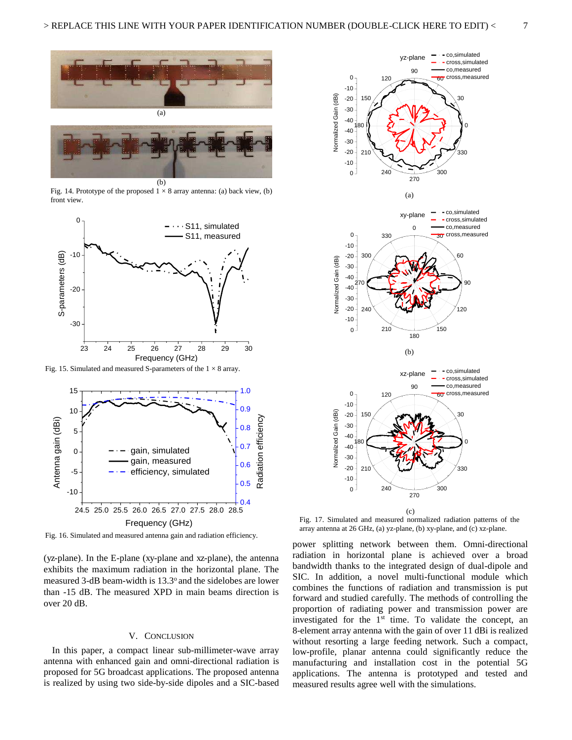Fig. 14. Prototype of the proposed 1 × 8 array antenna: (a) back view, (b) front view.

Fig. 15. Simulated and measured S-parameters of the 1 × 8 array.

Fig. 16. Simulated and measured antenna gain and radiation efficiency.

Fig. 17. Simulated and measured normalized radiation patterns of the array antenna at 26 GHz, (a) yz-plane, (b) xy-plane, and (c) xz-plane.

(yz-plane). In the E-plane (xy-plane and xz-plane), the antenna exhibits the maximum radiation in the horizontal plane. The measured 3-dB beam-width is 13.3° and the sidelobes are lower than -15 dB. The measured XPD in main beams direction is over 20 dB.

## V. Conclusion

In this paper, a compact linear sub-millimeter-wave array antenna with enhanced gain and omni-directional radiation is proposed for 5G broadcast applications. The proposed antenna is realized by using two side-by-side dipoles and a SIC-based power splitting network between them. Omni-directional radiation in horizontal plane is achieved over a broad bandwidth thanks to the integrated design of dual-dipole and SIC. In addition, a novel multi-functional module which combines the functions of radiation and transmission is put forward and studied carefully. The methods of controlling the proportion of radiating power and transmission power are investigated for the 1st time. To validate the concept, an 8-element array antenna with the gain of over 11 dBi is realized without resorting a large feeding network. Such a compact, low-profile, planar antenna could significantly reduce the manufacturing and installation cost in the potential 5G applications. The antenna is prototyped and tested and measured results agree well with the simulations.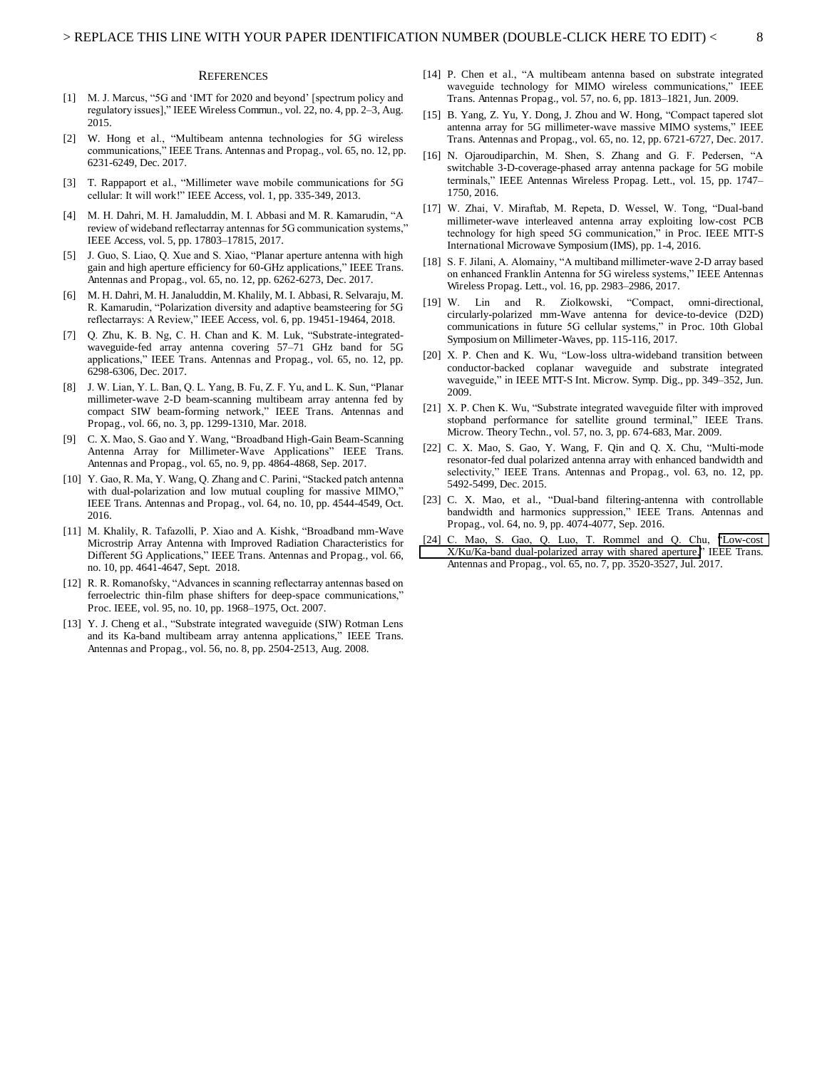## REFERENCES

[1] M. J. Marcus, "5G and 'IMT for 2020 and beyond' [spectrum policy and regulatory issues]," IEEE Wireless Commun., vol. 22, no. 4, pp. 2–3, Aug. 2015.

[2] W. Hong et al., "Multibeam antenna technologies for 5G wireless communications," IEEE Trans. Antennas and Propag., vol. 65, no. 12, pp. 6231-6249, Dec. 2017.

[3] T. Rappaport et al., "Millimeter wave mobile communications for 5G cellular: It will work!" IEEE Access, vol. 1, pp. 335-349, 2013.

[4] M. H. Dahri, M. H. Jamaluddin, M. I. Abbasi and M. R. Kamarudin, "A review of wideband reflectarray antennas for 5G communication systems," IEEE Access, vol. 5, pp. 17803–17815, 2017.

[5] J. Guo, S. Liao, Q. Xue and S. Xiao, "Planar aperture antenna with high gain and high aperture efficiency for 60-GHz applications," IEEE Trans. Antennas and Propag., vol. 65, no. 12, pp. 6262-6273, Dec. 2017.

[6] M. H. Dahri, M. H. Janaluddin, M. Khalily, M. I. Abbasi, R. Selvaraju, M. R. Kamarudin, "Polarization diversity and adaptive beamsteering for 5G reflectarrays: A Review," IEEE Access, vol. 6, pp. 19451-19464, 2018.

[7] Q. Zhu, K. B. Ng, C. H. Chan and K. M. Luk, "Substrate-integrated-waveguide-fed array antenna covering 57–71 GHz band for 5G applications," IEEE Trans. Antennas and Propag., vol. 65, no. 12, pp. 6298-6306, Dec. 2017.

[8] J. W. Lian, Y. L. Ban, Q. L. Yang, B. Fu, Z. F. Yu, and L. K. Sun, "Planar millimeter-wave 2-D beam-scanning multibeam array antenna fed by compact SIW beam-forming network," IEEE Trans. Antennas and Propag., vol. 66, no. 3, pp. 1299-1310, Mar. 2018.

[9] C. X. Mao, S. Gao and Y. Wang, "Broadband High-Gain Beam-Scanning Antenna Array for Millimeter-Wave Applications" IEEE Trans. Antennas and Propag., vol. 65, no. 9, pp. 4864-4868, Sep. 2017.

[10] Y. Gao, R. Ma, Y. Wang, Q. Zhang and C. Parini, "Stacked patch antenna with dual-polarization and low mutual coupling for massive MIMO," IEEE Trans. Antennas and Propag., vol. 64, no. 10, pp. 4544-4549, Oct. 2016.

[11] M. Khalily, R. Tafazolli, P. Xiao and A. Kishk, "Broadband mm-Wave Microstrip Array Antenna with Improved Radiation Characteristics for Different 5G Applications," IEEE Trans. Antennas and Propag., vol. 66, no. 10, pp. 4641-4647, Sept. 2018.

[12] R. R. Romanofsky, "Advances in scanning reflectarray antennas based on ferroelectric thin-film phase shifters for deep-space communications," Proc. IEEE, vol. 95, no. 10, pp. 1968–1975, Oct. 2007.

[13] Y. J. Cheng et al., "Substrate integrated waveguide (SIW) Rotman Lens and its Ka-band multibeam array antenna applications," IEEE Trans. Antennas and Propag., vol. 56, no. 8, pp. 2504-2513, Aug. 2008.

[14] P. Chen et al., "A multibeam antenna based on substrate integrated waveguide technology for MIMO wireless communications," IEEE Trans. Antennas Propag., vol. 57, no. 6, pp. 1813–1821, Jun. 2009.

[15] B. Yang, Z. Yu, Y. Dong, J. Zhou and W. Hong, "Compact tapered slot antenna array for 5G millimeter-wave massive MIMO systems," IEEE Trans. Antennas and Propag., vol. 65, no. 12, pp. 6721-6727, Dec. 2017.

[16] N. Ojaroudiparchin, M. Shen, S. Zhang and G. F. Pedersen, "A switchable 3-D-coverage-phased array antenna package for 5G mobile terminals," IEEE Antennas Wireless Propag. Lett., vol. 15, pp. 1747–1750, 2016.

[17] W. Zhai, V. Miraftab, M. Repeta, D. Wessel, W. Tong, "Dual-band millimeter-wave interleaved antenna array exploiting low-cost PCB technology for high speed 5G communication," in Proc. IEEE MTT-S International Microwave Symposium (IMS), pp. 1-4, 2016.

[18] S. F. Jilani, A. Alomainy, "A multiband millimeter-wave 2-D array based on enhanced Franklin Antenna for 5G wireless systems," IEEE Antennas Wireless Propag. Lett., vol. 16, pp. 2983–2986, 2017.

[19] W. Lin and R. Ziolkowski, "Compact, omni-directional, circularly-polarized mm-Wave antenna for device-to-device (D2D) communications in future 5G cellular systems," in Proc. 10th Global Symposium on Millimeter-Waves, pp. 115-116, 2017.

[20] X. P. Chen and K. Wu, "Low-loss ultra-wideband transition between conductor-backed coplanar waveguide and substrate integrated waveguide," in IEEE MTT-S Int. Microw. Symp. Dig., pp. 349–352, Jun. 2009.

[21] X. P. Chen K. Wu, "Substrate integrated waveguide filter with improved stopband performance for satellite ground terminal," IEEE Trans. Microw. Theory Techn., vol. 57, no. 3, pp. 674-683, Mar. 2009.

[22] C. X. Mao, S. Gao, Y. Wang, F. Qin and Q. X. Chu, "Multi-mode resonator-fed dual polarized antenna array with enhanced bandwidth and selectivity," IEEE Trans. Antennas and Propag., vol. 63, no. 12, pp. 5492-5499, Dec. 2015.

[23] C. X. Mao, et al., "Dual-band filtering-antenna with controllable bandwidth and harmonics suppression," IEEE Trans. Antennas and Propag., vol. 64, no. 9, pp. 4074-4077, Sep. 2016.

[24] C. Mao, S. Gao, Q. Luo, T. Rommel and Q. Chu, "Low-cost X/Ku/Ka-band dual-polarized array with shared aperture," IEEE Trans. Antennas and Propag., vol. 65, no. 7, pp. 3520-3527, Jul. 2017.